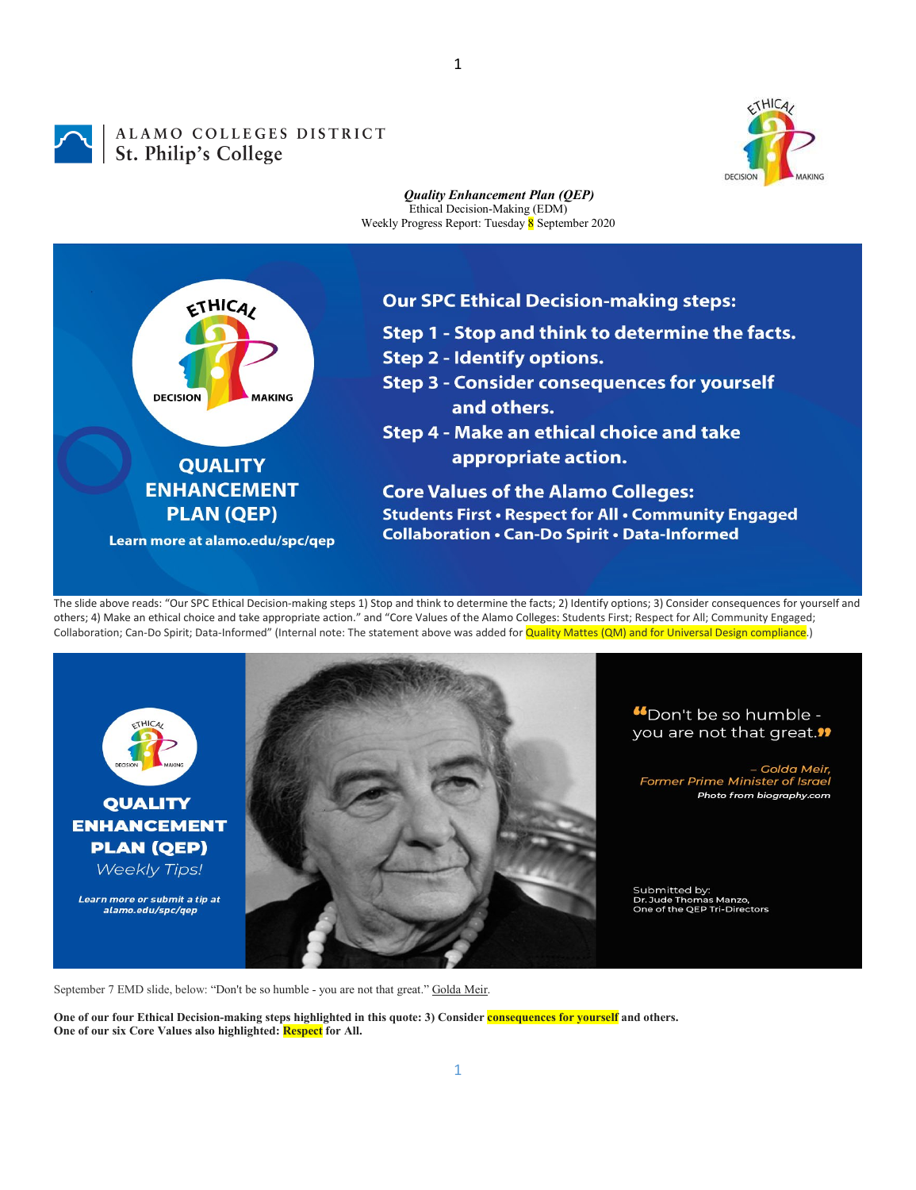ALAMO COLLEGES DISTRICT
St. Philip's College

***Quality Enhancement Plan (QEP)***
Ethical Decision-Making (EDM)
Weekly Progress Report: Tuesday 8 September 2020

**Our SPC Ethical Decision-making steps:**

**Step 1 - Stop and think to determine the facts.**
**Step 2 - Identify options.**
**Step 3 - Consider consequences for yourself and others.**
**Step 4 - Make an ethical choice and take appropriate action.**

**Core Values of the Alamo Colleges:**
**Students First • Respect for All • Community Engaged Collaboration • Can-Do Spirit • Data-Informed**

**QUALITY ENHANCEMENT PLAN (QEP)**
**Learn more at alamo.edu/spc/qep**

The slide above reads: "Our SPC Ethical Decision-making steps 1) Stop and think to determine the facts; 2) Identify options; 3) Consider consequences for yourself and others; 4) Make an ethical choice and take appropriate action." and "Core Values of the Alamo Colleges: Students First; Respect for All; Community Engaged; Collaboration; Can-Do Spirit; Data-Informed" (Internal note: The statement above was added for Quality Mattes (QM) and for Universal Design compliance.)

**QUALITY ENHANCEMENT PLAN (QEP)**
*Weekly Tips!*
***Learn more or submit a tip at alamo.edu/spc/qep***

"Don't be so humble - you are not that great."

*– Golda Meir, Former Prime Minister of Israel*
***Photo from biography.com***

Submitted by:
Dr. Jude Thomas Manzo,
One of the QEP Tri-Directors

September 7 EMD slide, below: "Don't be so humble - you are not that great." Golda Meir.

**One of our four Ethical Decision-making steps highlighted in this quote: 3) Consider consequences for yourself and others.**
**One of our six Core Values also highlighted: Respect for All.**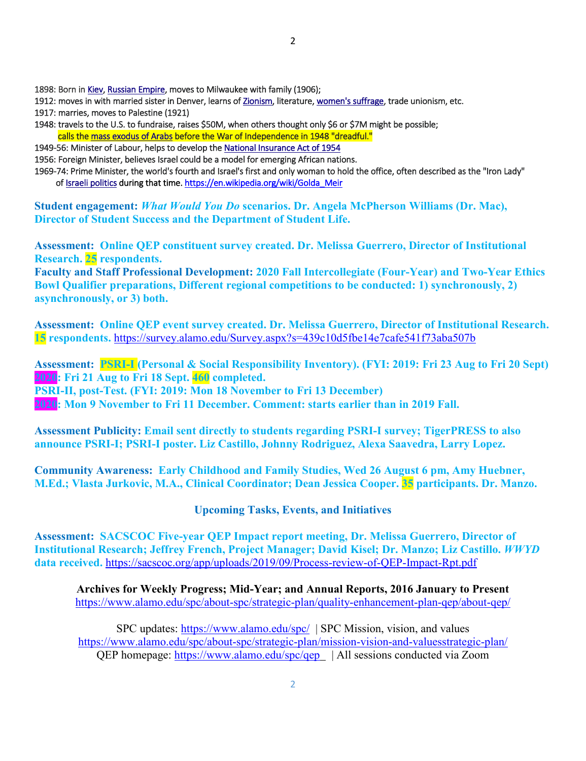1898: Born in Kiev, Russian Empire, moves to Milwaukee with family (1906);
1912: moves in with married sister in Denver, learns of Zionism, literature, women's suffrage, trade unionism, etc.
1917: marries, moves to Palestine (1921)
1948: travels to the U.S. to fundraise, raises $50M, when others thought only $6 or $7M might be possible;
calls the mass exodus of Arabs before the War of Independence in 1948 "dreadful."
1949-56: Minister of Labour, helps to develop the National Insurance Act of 1954
1956: Foreign Minister, believes Israel could be a model for emerging African nations.
1969-74: Prime Minister, the world's fourth and Israel's first and only woman to hold the office, often described as the "Iron Lady" of Israeli politics during that time. https://en.wikipedia.org/wiki/Golda_Meir

**Student engagement: *What Would You Do* scenarios. Dr. Angela McPherson Williams (Dr. Mac), Director of Student Success and the Department of Student Life.**

**Assessment: Online QEP constituent survey created. Dr. Melissa Guerrero, Director of Institutional Research. 25 respondents.**
**Faculty and Staff Professional Development: 2020 Fall Intercollegiate (Four-Year) and Two-Year Ethics Bowl Qualifier preparations, Different regional competitions to be conducted: 1) synchronously, 2) asynchronously, or 3) both.**

**Assessment: Online QEP event survey created. Dr. Melissa Guerrero, Director of Institutional Research. 15 respondents.** https://survey.alamo.edu/Survey.aspx?s=439c10d5fbe14e7cafe541f73aba507b

**Assessment: PSRI-I (Personal & Social Responsibility Inventory). (FYI: 2019: Fri 23 Aug to Fri 20 Sept) 2020: Fri 21 Aug to Fri 18 Sept. 460 completed.**
**PSRI-II, post-Test. (FYI: 2019: Mon 18 November to Fri 13 December)**
**2020: Mon 9 November to Fri 11 December. Comment: starts earlier than in 2019 Fall.**

**Assessment Publicity: Email sent directly to students regarding PSRI-I survey; TigerPRESS to also announce PSRI-I; PSRI-I poster. Liz Castillo, Johnny Rodriguez, Alexa Saavedra, Larry Lopez.**

**Community Awareness: Early Childhood and Family Studies, Wed 26 August 6 pm, Amy Huebner, M.Ed.; Vlasta Jurkovic, M.A., Clinical Coordinator; Dean Jessica Cooper. 35 participants. Dr. Manzo.**

## Upcoming Tasks, Events, and Initiatives

**Assessment: SACSCOC Five-year QEP Impact report meeting, Dr. Melissa Guerrero, Director of Institutional Research; Jeffrey French, Project Manager; David Kisel; Dr. Manzo; Liz Castillo. *WWYD* data received.** https://sacscoc.org/app/uploads/2019/09/Process-review-of-QEP-Impact-Rpt.pdf

**Archives for Weekly Progress; Mid-Year; and Annual Reports, 2016 January to Present**
https://www.alamo.edu/spc/about-spc/strategic-plan/quality-enhancement-plan-qep/about-qep/

SPC updates: https://www.alamo.edu/spc/ | SPC Mission, vision, and values
https://www.alamo.edu/spc/about-spc/strategic-plan/mission-vision-and-valuesstrategic-plan/
QEP homepage: https://www.alamo.edu/spc/qep | All sessions conducted via Zoom